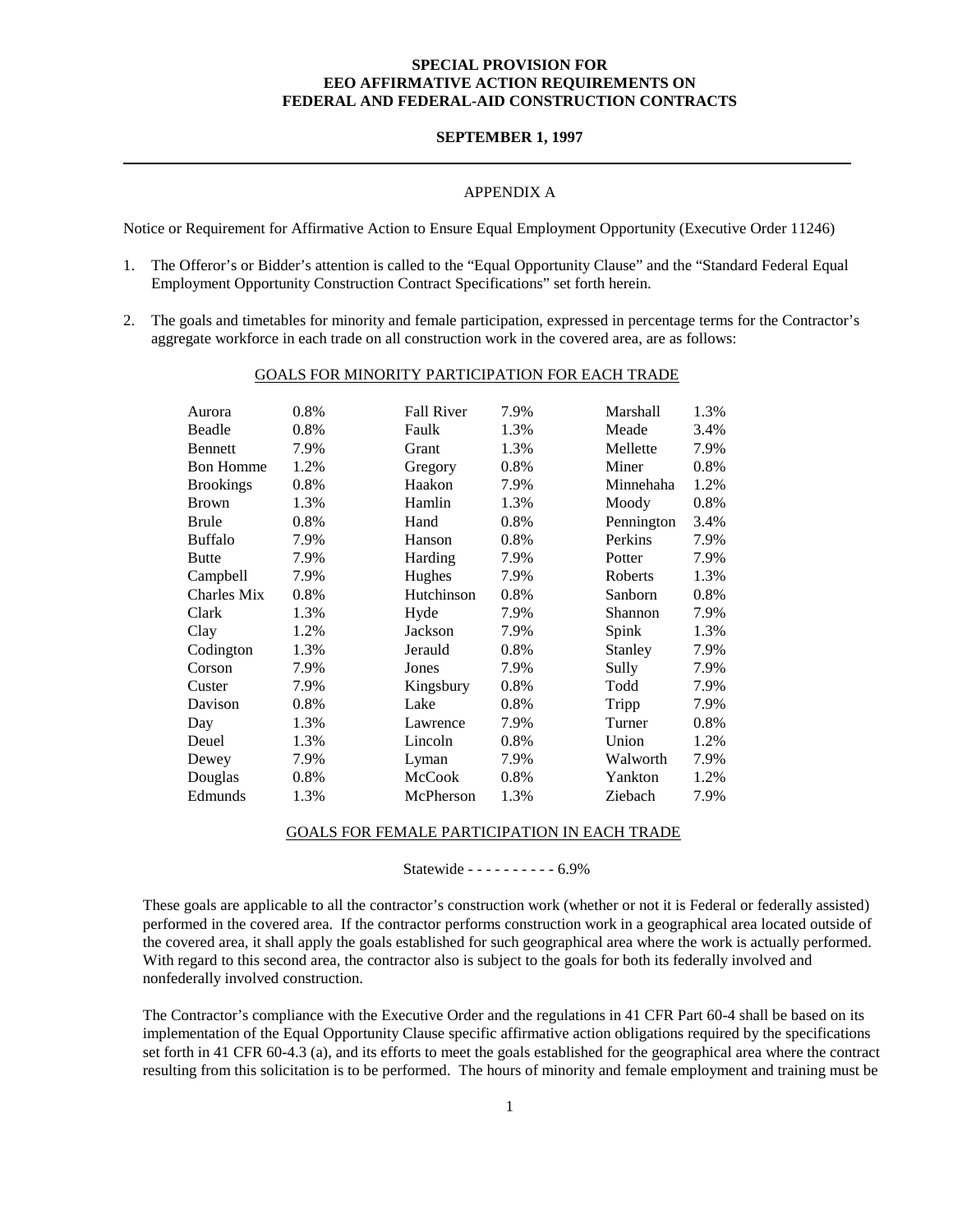**SPECIAL PROVISION FOR**
**EEO AFFIRMATIVE ACTION REQUIREMENTS ON**
**FEDERAL AND FEDERAL-AID CONSTRUCTION CONTRACTS**

**SEPTEMBER 1, 1997**

---

APPENDIX A

Notice or Requirement for Affirmative Action to Ensure Equal Employment Opportunity (Executive Order 11246)

1. The Offeror's or Bidder's attention is called to the "Equal Opportunity Clause" and the "Standard Federal Equal Employment Opportunity Construction Contract Specifications" set forth herein.

2. The goals and timetables for minority and female participation, expressed in percentage terms for the Contractor's aggregate workforce in each trade on all construction work in the covered area, are as follows:

GOALS FOR MINORITY PARTICIPATION FOR EACH TRADE

| | | | | | |
|---|---|---|---|---|---|
| Aurora | 0.8% | Fall River | 7.9% | Marshall | 1.3% |
| Beadle | 0.8% | Faulk | 1.3% | Meade | 3.4% |
| Bennett | 7.9% | Grant | 1.3% | Mellette | 7.9% |
| Bon Homme | 1.2% | Gregory | 0.8% | Miner | 0.8% |
| Brookings | 0.8% | Haakon | 7.9% | Minnehaha | 1.2% |
| Brown | 1.3% | Hamlin | 1.3% | Moody | 0.8% |
| Brule | 0.8% | Hand | 0.8% | Pennington | 3.4% |
| Buffalo | 7.9% | Hanson | 0.8% | Perkins | 7.9% |
| Butte | 7.9% | Harding | 7.9% | Potter | 7.9% |
| Campbell | 7.9% | Hughes | 7.9% | Roberts | 1.3% |
| Charles Mix | 0.8% | Hutchinson | 0.8% | Sanborn | 0.8% |
| Clark | 1.3% | Hyde | 7.9% | Shannon | 7.9% |
| Clay | 1.2% | Jackson | 7.9% | Spink | 1.3% |
| Codington | 1.3% | Jerauld | 0.8% | Stanley | 7.9% |
| Corson | 7.9% | Jones | 7.9% | Sully | 7.9% |
| Custer | 7.9% | Kingsbury | 0.8% | Todd | 7.9% |
| Davison | 0.8% | Lake | 0.8% | Tripp | 7.9% |
| Day | 1.3% | Lawrence | 7.9% | Turner | 0.8% |
| Deuel | 1.3% | Lincoln | 0.8% | Union | 1.2% |
| Dewey | 7.9% | Lyman | 7.9% | Walworth | 7.9% |
| Douglas | 0.8% | McCook | 0.8% | Yankton | 1.2% |
| Edmunds | 1.3% | McPherson | 1.3% | Ziebach | 7.9% |

GOALS FOR FEMALE PARTICIPATION IN EACH TRADE

Statewide - - - - - - - - - - 6.9%

These goals are applicable to all the contractor's construction work (whether or not it is Federal or federally assisted) performed in the covered area. If the contractor performs construction work in a geographical area located outside of the covered area, it shall apply the goals established for such geographical area where the work is actually performed. With regard to this second area, the contractor also is subject to the goals for both its federally involved and nonfederally involved construction.

The Contractor's compliance with the Executive Order and the regulations in 41 CFR Part 60-4 shall be based on its implementation of the Equal Opportunity Clause specific affirmative action obligations required by the specifications set forth in 41 CFR 60-4.3 (a), and its efforts to meet the goals established for the geographical area where the contract resulting from this solicitation is to be performed. The hours of minority and female employment and training must be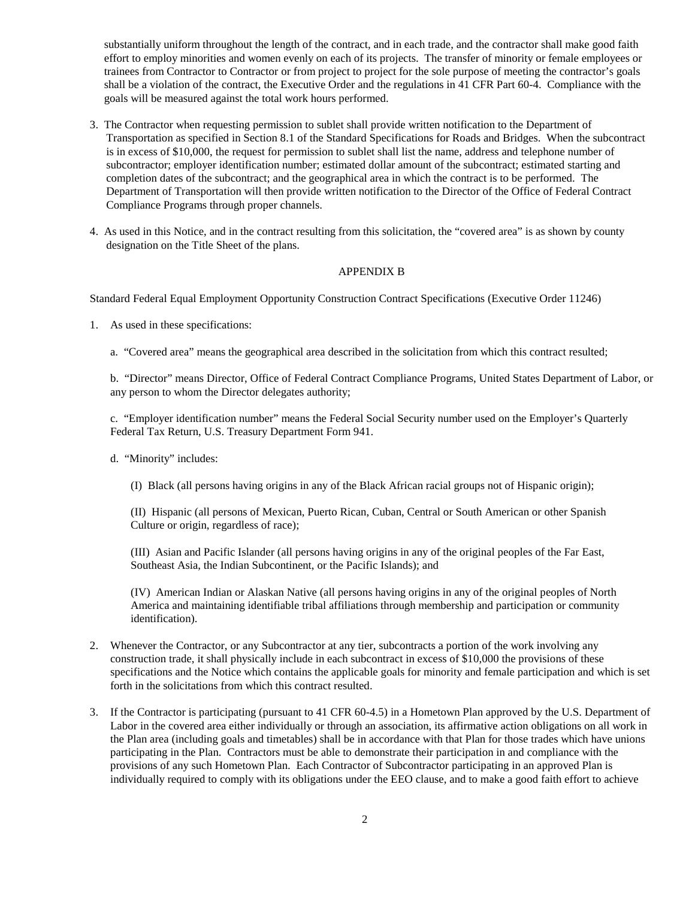substantially uniform throughout the length of the contract, and in each trade, and the contractor shall make good faith effort to employ minorities and women evenly on each of its projects. The transfer of minority or female employees or trainees from Contractor to Contractor or from project to project for the sole purpose of meeting the contractor's goals shall be a violation of the contract, the Executive Order and the regulations in 41 CFR Part 60-4. Compliance with the goals will be measured against the total work hours performed.

3. The Contractor when requesting permission to sublet shall provide written notification to the Department of Transportation as specified in Section 8.1 of the Standard Specifications for Roads and Bridges. When the subcontract is in excess of $10,000, the request for permission to sublet shall list the name, address and telephone number of subcontractor; employer identification number; estimated dollar amount of the subcontract; estimated starting and completion dates of the subcontract; and the geographical area in which the contract is to be performed. The Department of Transportation will then provide written notification to the Director of the Office of Federal Contract Compliance Programs through proper channels.

4. As used in this Notice, and in the contract resulting from this solicitation, the "covered area" is as shown by county designation on the Title Sheet of the plans.

## APPENDIX B

Standard Federal Equal Employment Opportunity Construction Contract Specifications (Executive Order 11246)

1. As used in these specifications:

   a. "Covered area" means the geographical area described in the solicitation from which this contract resulted;

   b. "Director" means Director, Office of Federal Contract Compliance Programs, United States Department of Labor, or any person to whom the Director delegates authority;

   c. "Employer identification number" means the Federal Social Security number used on the Employer's Quarterly Federal Tax Return, U.S. Treasury Department Form 941.

   d. "Minority" includes:

      (I) Black (all persons having origins in any of the Black African racial groups not of Hispanic origin);

      (II) Hispanic (all persons of Mexican, Puerto Rican, Cuban, Central or South American or other Spanish Culture or origin, regardless of race);

      (III) Asian and Pacific Islander (all persons having origins in any of the original peoples of the Far East, Southeast Asia, the Indian Subcontinent, or the Pacific Islands); and

      (IV) American Indian or Alaskan Native (all persons having origins in any of the original peoples of North America and maintaining identifiable tribal affiliations through membership and participation or community identification).

2. Whenever the Contractor, or any Subcontractor at any tier, subcontracts a portion of the work involving any construction trade, it shall physically include in each subcontract in excess of $10,000 the provisions of these specifications and the Notice which contains the applicable goals for minority and female participation and which is set forth in the solicitations from which this contract resulted.

3. If the Contractor is participating (pursuant to 41 CFR 60-4.5) in a Hometown Plan approved by the U.S. Department of Labor in the covered area either individually or through an association, its affirmative action obligations on all work in the Plan area (including goals and timetables) shall be in accordance with that Plan for those trades which have unions participating in the Plan. Contractors must be able to demonstrate their participation in and compliance with the provisions of any such Hometown Plan. Each Contractor of Subcontractor participating in an approved Plan is individually required to comply with its obligations under the EEO clause, and to make a good faith effort to achieve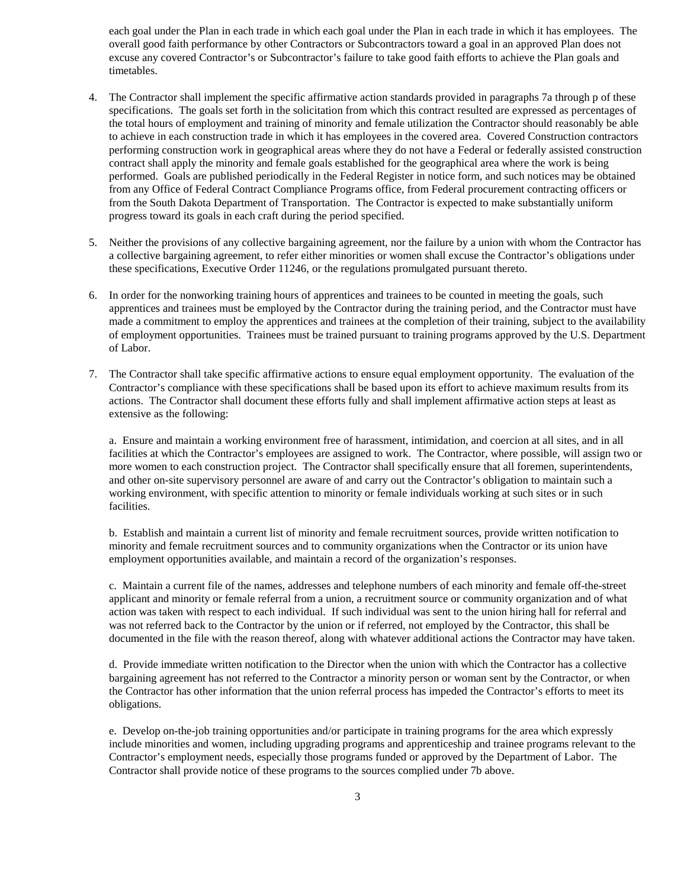each goal under the Plan in each trade in which each goal under the Plan in each trade in which it has employees. The overall good faith performance by other Contractors or Subcontractors toward a goal in an approved Plan does not excuse any covered Contractor's or Subcontractor's failure to take good faith efforts to achieve the Plan goals and timetables.

4. The Contractor shall implement the specific affirmative action standards provided in paragraphs 7a through p of these specifications. The goals set forth in the solicitation from which this contract resulted are expressed as percentages of the total hours of employment and training of minority and female utilization the Contractor should reasonably be able to achieve in each construction trade in which it has employees in the covered area. Covered Construction contractors performing construction work in geographical areas where they do not have a Federal or federally assisted construction contract shall apply the minority and female goals established for the geographical area where the work is being performed. Goals are published periodically in the Federal Register in notice form, and such notices may be obtained from any Office of Federal Contract Compliance Programs office, from Federal procurement contracting officers or from the South Dakota Department of Transportation. The Contractor is expected to make substantially uniform progress toward its goals in each craft during the period specified.

5. Neither the provisions of any collective bargaining agreement, nor the failure by a union with whom the Contractor has a collective bargaining agreement, to refer either minorities or women shall excuse the Contractor's obligations under these specifications, Executive Order 11246, or the regulations promulgated pursuant thereto.

6. In order for the nonworking training hours of apprentices and trainees to be counted in meeting the goals, such apprentices and trainees must be employed by the Contractor during the training period, and the Contractor must have made a commitment to employ the apprentices and trainees at the completion of their training, subject to the availability of employment opportunities. Trainees must be trained pursuant to training programs approved by the U.S. Department of Labor.

7. The Contractor shall take specific affirmative actions to ensure equal employment opportunity. The evaluation of the Contractor's compliance with these specifications shall be based upon its effort to achieve maximum results from its actions. The Contractor shall document these efforts fully and shall implement affirmative action steps at least as extensive as the following:

   a. Ensure and maintain a working environment free of harassment, intimidation, and coercion at all sites, and in all facilities at which the Contractor's employees are assigned to work. The Contractor, where possible, will assign two or more women to each construction project. The Contractor shall specifically ensure that all foremen, superintendents, and other on-site supervisory personnel are aware of and carry out the Contractor's obligation to maintain such a working environment, with specific attention to minority or female individuals working at such sites or in such facilities.

   b. Establish and maintain a current list of minority and female recruitment sources, provide written notification to minority and female recruitment sources and to community organizations when the Contractor or its union have employment opportunities available, and maintain a record of the organization's responses.

   c. Maintain a current file of the names, addresses and telephone numbers of each minority and female off-the-street applicant and minority or female referral from a union, a recruitment source or community organization and of what action was taken with respect to each individual. If such individual was sent to the union hiring hall for referral and was not referred back to the Contractor by the union or if referred, not employed by the Contractor, this shall be documented in the file with the reason thereof, along with whatever additional actions the Contractor may have taken.

   d. Provide immediate written notification to the Director when the union with which the Contractor has a collective bargaining agreement has not referred to the Contractor a minority person or woman sent by the Contractor, or when the Contractor has other information that the union referral process has impeded the Contractor's efforts to meet its obligations.

   e. Develop on-the-job training opportunities and/or participate in training programs for the area which expressly include minorities and women, including upgrading programs and apprenticeship and trainee programs relevant to the Contractor's employment needs, especially those programs funded or approved by the Department of Labor. The Contractor shall provide notice of these programs to the sources complied under 7b above.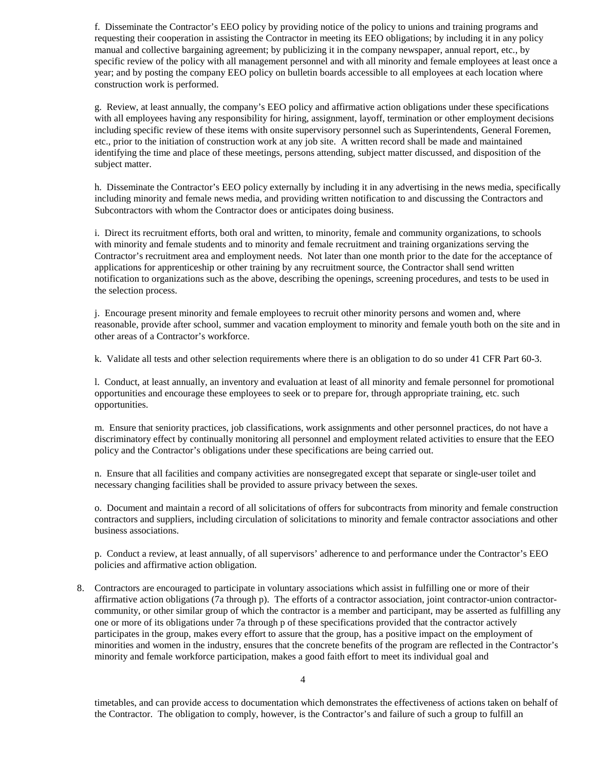f. Disseminate the Contractor's EEO policy by providing notice of the policy to unions and training programs and requesting their cooperation in assisting the Contractor in meeting its EEO obligations; by including it in any policy manual and collective bargaining agreement; by publicizing it in the company newspaper, annual report, etc., by specific review of the policy with all management personnel and with all minority and female employees at least once a year; and by posting the company EEO policy on bulletin boards accessible to all employees at each location where construction work is performed.

g. Review, at least annually, the company's EEO policy and affirmative action obligations under these specifications with all employees having any responsibility for hiring, assignment, layoff, termination or other employment decisions including specific review of these items with onsite supervisory personnel such as Superintendents, General Foremen, etc., prior to the initiation of construction work at any job site. A written record shall be made and maintained identifying the time and place of these meetings, persons attending, subject matter discussed, and disposition of the subject matter.

h. Disseminate the Contractor's EEO policy externally by including it in any advertising in the news media, specifically including minority and female news media, and providing written notification to and discussing the Contractors and Subcontractors with whom the Contractor does or anticipates doing business.

i. Direct its recruitment efforts, both oral and written, to minority, female and community organizations, to schools with minority and female students and to minority and female recruitment and training organizations serving the Contractor's recruitment area and employment needs. Not later than one month prior to the date for the acceptance of applications for apprenticeship or other training by any recruitment source, the Contractor shall send written notification to organizations such as the above, describing the openings, screening procedures, and tests to be used in the selection process.

j. Encourage present minority and female employees to recruit other minority persons and women and, where reasonable, provide after school, summer and vacation employment to minority and female youth both on the site and in other areas of a Contractor's workforce.

k. Validate all tests and other selection requirements where there is an obligation to do so under 41 CFR Part 60-3.

l. Conduct, at least annually, an inventory and evaluation at least of all minority and female personnel for promotional opportunities and encourage these employees to seek or to prepare for, through appropriate training, etc. such opportunities.

m. Ensure that seniority practices, job classifications, work assignments and other personnel practices, do not have a discriminatory effect by continually monitoring all personnel and employment related activities to ensure that the EEO policy and the Contractor's obligations under these specifications are being carried out.

n. Ensure that all facilities and company activities are nonsegregated except that separate or single-user toilet and necessary changing facilities shall be provided to assure privacy between the sexes.

o. Document and maintain a record of all solicitations of offers for subcontracts from minority and female construction contractors and suppliers, including circulation of solicitations to minority and female contractor associations and other business associations.

p. Conduct a review, at least annually, of all supervisors' adherence to and performance under the Contractor's EEO policies and affirmative action obligation.

8. Contractors are encouraged to participate in voluntary associations which assist in fulfilling one or more of their affirmative action obligations (7a through p). The efforts of a contractor association, joint contractor-union contractor-community, or other similar group of which the contractor is a member and participant, may be asserted as fulfilling any one or more of its obligations under 7a through p of these specifications provided that the contractor actively participates in the group, makes every effort to assure that the group, has a positive impact on the employment of minorities and women in the industry, ensures that the concrete benefits of the program are reflected in the Contractor's minority and female workforce participation, makes a good faith effort to meet its individual goal and timetables, and can provide access to documentation which demonstrates the effectiveness of actions taken on behalf of the Contractor. The obligation to comply, however, is the Contractor's and failure of such a group to fulfill an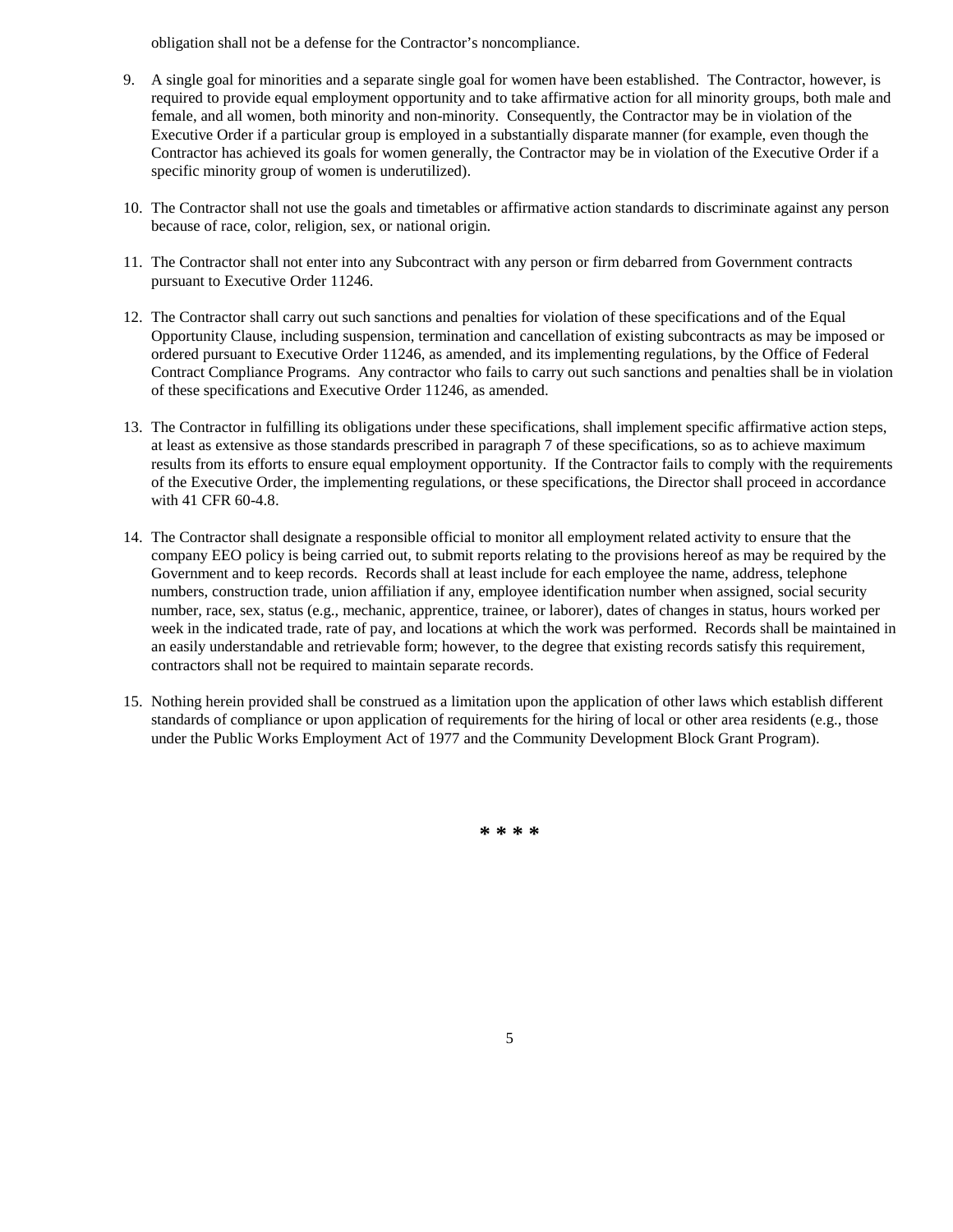obligation shall not be a defense for the Contractor's noncompliance.

9. A single goal for minorities and a separate single goal for women have been established. The Contractor, however, is required to provide equal employment opportunity and to take affirmative action for all minority groups, both male and female, and all women, both minority and non-minority. Consequently, the Contractor may be in violation of the Executive Order if a particular group is employed in a substantially disparate manner (for example, even though the Contractor has achieved its goals for women generally, the Contractor may be in violation of the Executive Order if a specific minority group of women is underutilized).

10. The Contractor shall not use the goals and timetables or affirmative action standards to discriminate against any person because of race, color, religion, sex, or national origin.

11. The Contractor shall not enter into any Subcontract with any person or firm debarred from Government contracts pursuant to Executive Order 11246.

12. The Contractor shall carry out such sanctions and penalties for violation of these specifications and of the Equal Opportunity Clause, including suspension, termination and cancellation of existing subcontracts as may be imposed or ordered pursuant to Executive Order 11246, as amended, and its implementing regulations, by the Office of Federal Contract Compliance Programs. Any contractor who fails to carry out such sanctions and penalties shall be in violation of these specifications and Executive Order 11246, as amended.

13. The Contractor in fulfilling its obligations under these specifications, shall implement specific affirmative action steps, at least as extensive as those standards prescribed in paragraph 7 of these specifications, so as to achieve maximum results from its efforts to ensure equal employment opportunity. If the Contractor fails to comply with the requirements of the Executive Order, the implementing regulations, or these specifications, the Director shall proceed in accordance with 41 CFR 60-4.8.

14. The Contractor shall designate a responsible official to monitor all employment related activity to ensure that the company EEO policy is being carried out, to submit reports relating to the provisions hereof as may be required by the Government and to keep records. Records shall at least include for each employee the name, address, telephone numbers, construction trade, union affiliation if any, employee identification number when assigned, social security number, race, sex, status (e.g., mechanic, apprentice, trainee, or laborer), dates of changes in status, hours worked per week in the indicated trade, rate of pay, and locations at which the work was performed. Records shall be maintained in an easily understandable and retrievable form; however, to the degree that existing records satisfy this requirement, contractors shall not be required to maintain separate records.

15. Nothing herein provided shall be construed as a limitation upon the application of other laws which establish different standards of compliance or upon application of requirements for the hiring of local or other area residents (e.g., those under the Public Works Employment Act of 1977 and the Community Development Block Grant Program).

* * * *